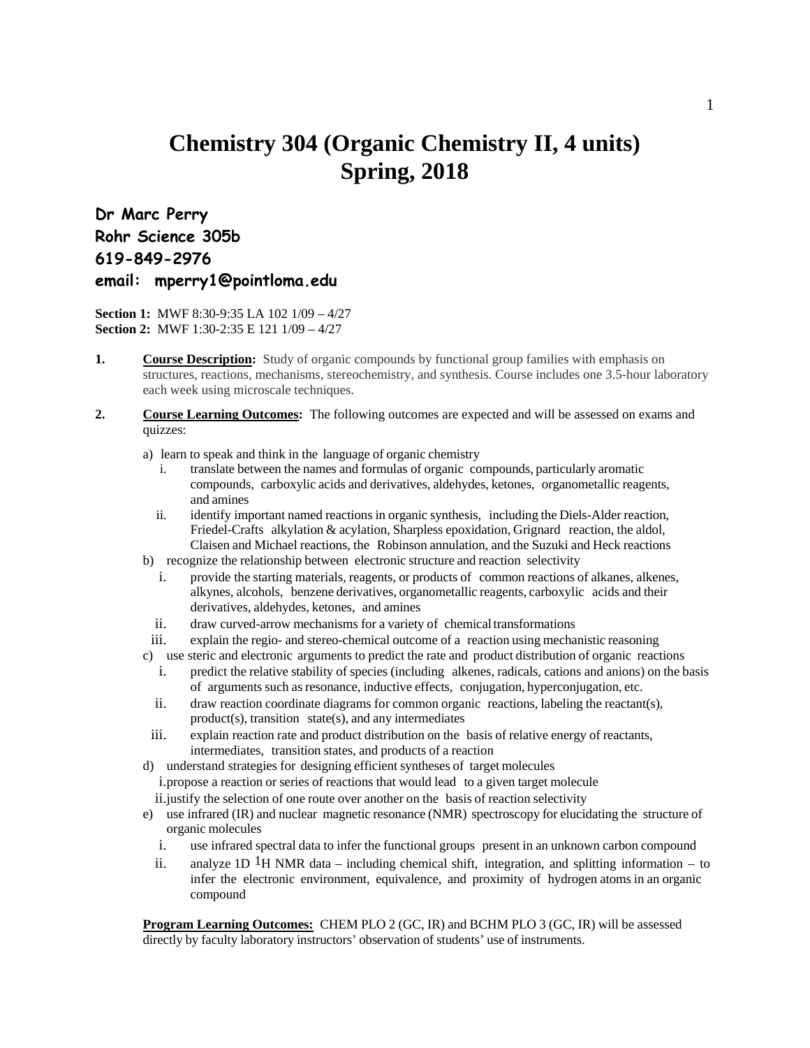# Chemistry 304 (Organic Chemistry II, 4 units)
# Spring, 2018

**Dr Marc Perry**
**Rohr Science 305b**
**619-849-2976**
**email: mperry1@pointloma.edu**

**Section 1:** MWF 8:30-9:35 LA 102 1/09 – 4/27
**Section 2:** MWF 1:30-2:35 E 121 1/09 – 4/27

1. **Course Description:** Study of organic compounds by functional group families with emphasis on structures, reactions, mechanisms, stereochemistry, and synthesis. Course includes one 3.5-hour laboratory each week using microscale techniques.

2. **Course Learning Outcomes:** The following outcomes are expected and will be assessed on exams and quizzes:

   a) learn to speak and think in the language of organic chemistry
      i. translate between the names and formulas of organic compounds, particularly aromatic compounds, carboxylic acids and derivatives, aldehydes, ketones, organometallic reagents, and amines
      ii. identify important named reactions in organic synthesis, including the Diels-Alder reaction, Friedel-Crafts alkylation & acylation, Sharpless epoxidation, Grignard reaction, the aldol, Claisen and Michael reactions, the Robinson annulation, and the Suzuki and Heck reactions

   b) recognize the relationship between electronic structure and reaction selectivity
      i. provide the starting materials, reagents, or products of common reactions of alkanes, alkenes, alkynes, alcohols, benzene derivatives, organometallic reagents, carboxylic acids and their derivatives, aldehydes, ketones, and amines
      ii. draw curved-arrow mechanisms for a variety of chemical transformations
      iii. explain the regio- and stereo-chemical outcome of a reaction using mechanistic reasoning

   c) use steric and electronic arguments to predict the rate and product distribution of organic reactions
      i. predict the relative stability of species (including alkenes, radicals, cations and anions) on the basis of arguments such as resonance, inductive effects, conjugation, hyperconjugation, etc.
      ii. draw reaction coordinate diagrams for common organic reactions, labeling the reactant(s), product(s), transition state(s), and any intermediates
      iii. explain reaction rate and product distribution on the basis of relative energy of reactants, intermediates, transition states, and products of a reaction

   d) understand strategies for designing efficient syntheses of target molecules
      i. propose a reaction or series of reactions that would lead to a given target molecule
      ii. justify the selection of one route over another on the basis of reaction selectivity

   e) use infrared (IR) and nuclear magnetic resonance (NMR) spectroscopy for elucidating the structure of organic molecules
      i. use infrared spectral data to infer the functional groups present in an unknown carbon compound
      ii. analyze 1D $^{1}$H NMR data – including chemical shift, integration, and splitting information – to infer the electronic environment, equivalence, and proximity of hydrogen atoms in an organic compound

   **Program Learning Outcomes:** CHEM PLO 2 (GC, IR) and BCHM PLO 3 (GC, IR) will be assessed directly by faculty laboratory instructors' observation of students' use of instruments.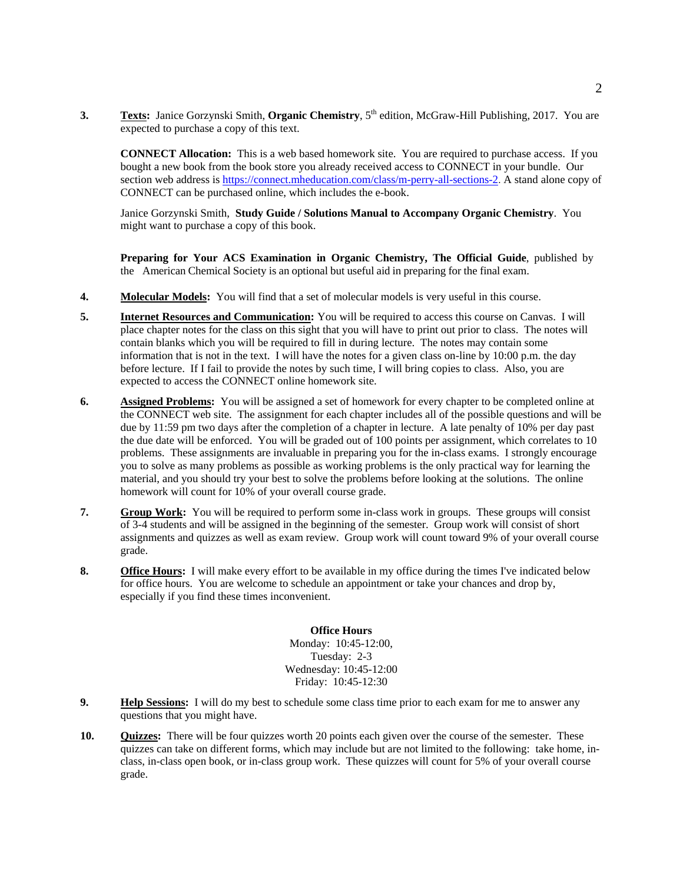3. **Texts:** Janice Gorzynski Smith, **Organic Chemistry**, 5th edition, McGraw-Hill Publishing, 2017. You are expected to purchase a copy of this text.

   **CONNECT Allocation:** This is a web based homework site. You are required to purchase access. If you bought a new book from the book store you already received access to CONNECT in your bundle. Our section web address is [https://connect.mheducation.com/class/m-perry-all-sections-2](https://connect.mheducation.com/class/m-perry-all-sections-2). A stand alone copy of CONNECT can be purchased online, which includes the e-book.

   Janice Gorzynski Smith, **Study Guide / Solutions Manual to Accompany Organic Chemistry**. You might want to purchase a copy of this book.

   **Preparing for Your ACS Examination in Organic Chemistry, The Official Guide**, published by the American Chemical Society is an optional but useful aid in preparing for the final exam.

4. **Molecular Models:** You will find that a set of molecular models is very useful in this course.

5. **Internet Resources and Communication:** You will be required to access this course on Canvas. I will place chapter notes for the class on this sight that you will have to print out prior to class. The notes will contain blanks which you will be required to fill in during lecture. The notes may contain some information that is not in the text. I will have the notes for a given class on-line by 10:00 p.m. the day before lecture. If I fail to provide the notes by such time, I will bring copies to class. Also, you are expected to access the CONNECT online homework site.

6. **Assigned Problems:** You will be assigned a set of homework for every chapter to be completed online at the CONNECT web site. The assignment for each chapter includes all of the possible questions and will be due by 11:59 pm two days after the completion of a chapter in lecture. A late penalty of 10% per day past the due date will be enforced. You will be graded out of 100 points per assignment, which correlates to 10 problems. These assignments are invaluable in preparing you for the in-class exams. I strongly encourage you to solve as many problems as possible as working problems is the only practical way for learning the material, and you should try your best to solve the problems before looking at the solutions. The online homework will count for 10% of your overall course grade.

7. **Group Work:** You will be required to perform some in-class work in groups. These groups will consist of 3-4 students and will be assigned in the beginning of the semester. Group work will consist of short assignments and quizzes as well as exam review. Group work will count toward 9% of your overall course grade.

8. **Office Hours:** I will make every effort to be available in my office during the times I've indicated below for office hours. You are welcome to schedule an appointment or take your chances and drop by, especially if you find these times inconvenient.

   **Office Hours**
   Monday: 10:45-12:00,
   Tuesday: 2-3
   Wednesday: 10:45-12:00
   Friday: 10:45-12:30

9. **Help Sessions:** I will do my best to schedule some class time prior to each exam for me to answer any questions that you might have.

10. **Quizzes:** There will be four quizzes worth 20 points each given over the course of the semester. These quizzes can take on different forms, which may include but are not limited to the following: take home, in-class, in-class open book, or in-class group work. These quizzes will count for 5% of your overall course grade.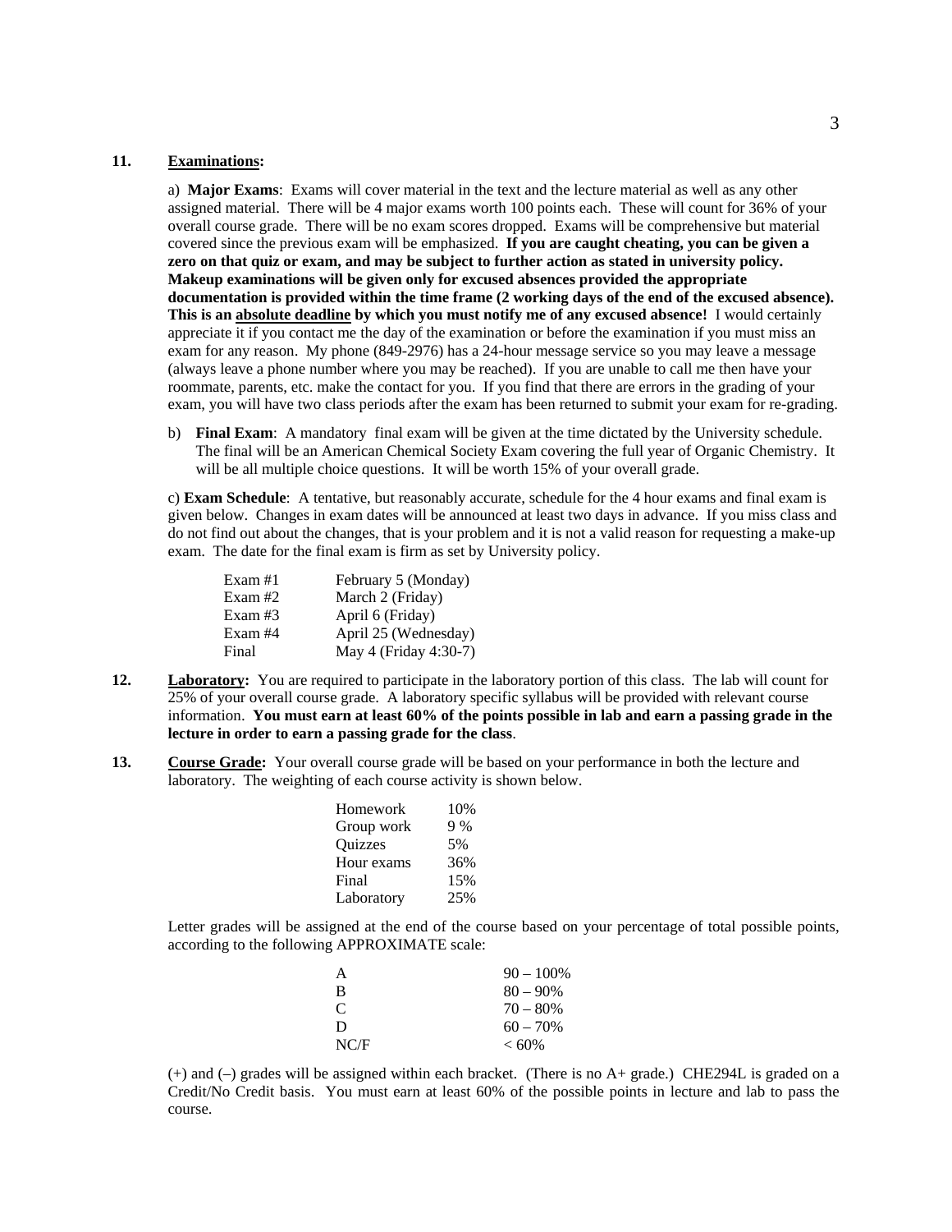**11. Examinations:**

a) **Major Exams**: Exams will cover material in the text and the lecture material as well as any other assigned material. There will be 4 major exams worth 100 points each. These will count for 36% of your overall course grade. There will be no exam scores dropped. Exams will be comprehensive but material covered since the previous exam will be emphasized. **If you are caught cheating, you can be given a zero on that quiz or exam, and may be subject to further action as stated in university policy. Makeup examinations will be given only for excused absences provided the appropriate documentation is provided within the time frame (2 working days of the end of the excused absence). This is an <u>absolute deadline</u> by which you must notify me of any excused absence!** I would certainly appreciate it if you contact me the day of the examination or before the examination if you must miss an exam for any reason. My phone (849-2976) has a 24-hour message service so you may leave a message (always leave a phone number where you may be reached). If you are unable to call me then have your roommate, parents, etc. make the contact for you. If you find that there are errors in the grading of your exam, you will have two class periods after the exam has been returned to submit your exam for re-grading.

b) **Final Exam**: A mandatory final exam will be given at the time dictated by the University schedule. The final will be an American Chemical Society Exam covering the full year of Organic Chemistry. It will be all multiple choice questions. It will be worth 15% of your overall grade.

c) **Exam Schedule**: A tentative, but reasonably accurate, schedule for the 4 hour exams and final exam is given below. Changes in exam dates will be announced at least two days in advance. If you miss class and do not find out about the changes, that is your problem and it is not a valid reason for requesting a make-up exam. The date for the final exam is firm as set by University policy.

| | |
|---|---|
| Exam #1 | February 5 (Monday) |
| Exam #2 | March 2 (Friday) |
| Exam #3 | April 6 (Friday) |
| Exam #4 | April 25 (Wednesday) |
| Final | May 4 (Friday 4:30-7) |

**12. Laboratory:** You are required to participate in the laboratory portion of this class. The lab will count for 25% of your overall course grade. A laboratory specific syllabus will be provided with relevant course information. **You must earn at least 60% of the points possible in lab and earn a passing grade in the lecture in order to earn a passing grade for the class**.

**13. Course Grade:** Your overall course grade will be based on your performance in both the lecture and laboratory. The weighting of each course activity is shown below.

| | |
|---|---|
| Homework | 10% |
| Group work | 9 % |
| Quizzes | 5% |
| Hour exams | 36% |
| Final | 15% |
| Laboratory | 25% |

Letter grades will be assigned at the end of the course based on your percentage of total possible points, according to the following APPROXIMATE scale:

| | |
|---|---|
| A | 90 – 100% |
| B | 80 – 90% |
| C | 70 – 80% |
| D | 60 – 70% |
| NC/F | < 60% |

(+) and (–) grades will be assigned within each bracket. (There is no A+ grade.) CHE294L is graded on a Credit/No Credit basis. You must earn at least 60% of the possible points in lecture and lab to pass the course.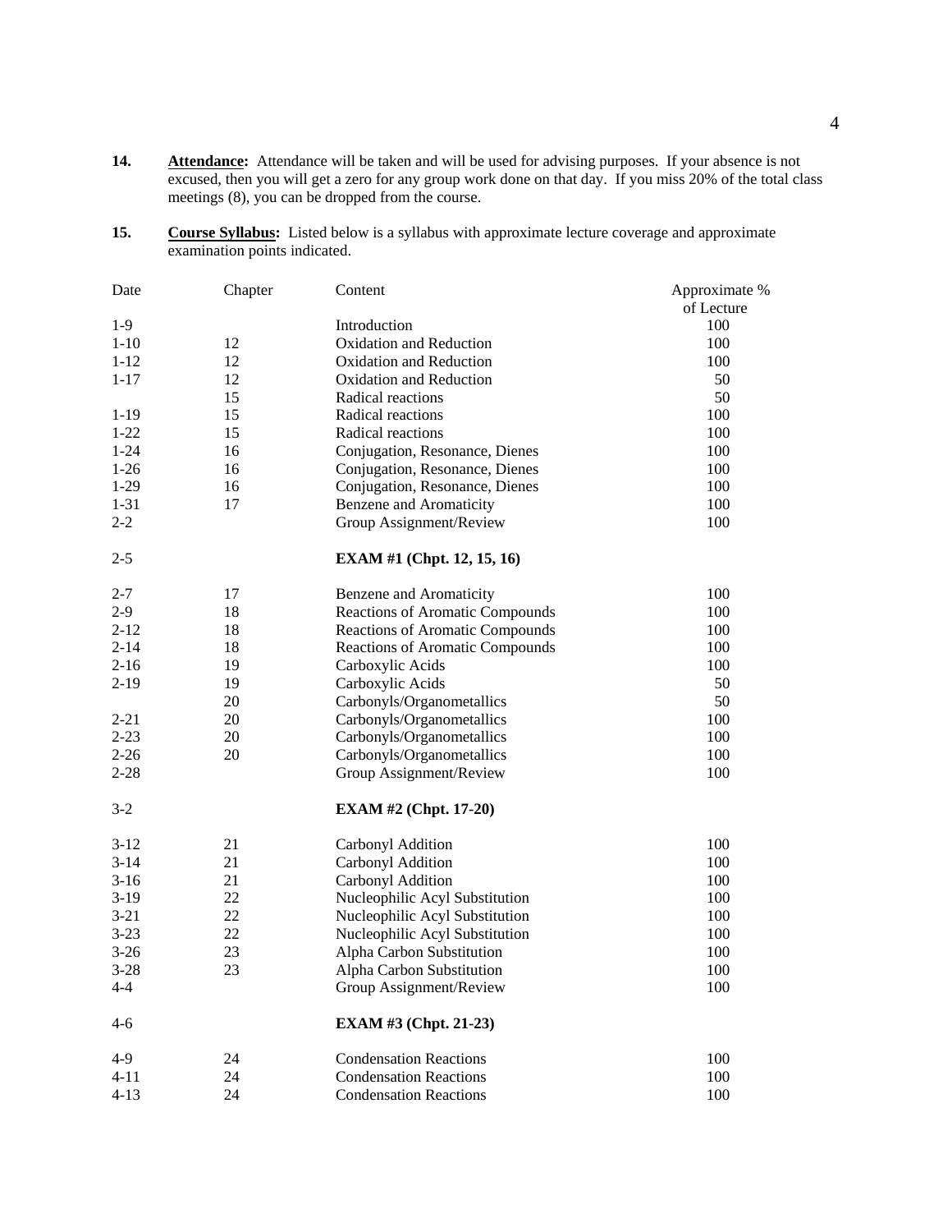**14.** **Attendance:** Attendance will be taken and will be used for advising purposes. If your absence is not excused, then you will get a zero for any group work done on that day. If you miss 20% of the total class meetings (8), you can be dropped from the course.

**15.** **Course Syllabus:** Listed below is a syllabus with approximate lecture coverage and approximate examination points indicated.

| Date | Chapter | Content | Approximate % of Lecture |
|---|---|---|---|
| 1-9 | | Introduction | 100 |
| 1-10 | 12 | Oxidation and Reduction | 100 |
| 1-12 | 12 | Oxidation and Reduction | 100 |
| 1-17 | 12 | Oxidation and Reduction | 50 |
| | 15 | Radical reactions | 50 |
| 1-19 | 15 | Radical reactions | 100 |
| 1-22 | 15 | Radical reactions | 100 |
| 1-24 | 16 | Conjugation, Resonance, Dienes | 100 |
| 1-26 | 16 | Conjugation, Resonance, Dienes | 100 |
| 1-29 | 16 | Conjugation, Resonance, Dienes | 100 |
| 1-31 | 17 | Benzene and Aromaticity | 100 |
| 2-2 | | Group Assignment/Review | 100 |
| 2-5 | | **EXAM #1 (Chpt. 12, 15, 16)** | |
| 2-7 | 17 | Benzene and Aromaticity | 100 |
| 2-9 | 18 | Reactions of Aromatic Compounds | 100 |
| 2-12 | 18 | Reactions of Aromatic Compounds | 100 |
| 2-14 | 18 | Reactions of Aromatic Compounds | 100 |
| 2-16 | 19 | Carboxylic Acids | 100 |
| 2-19 | 19 | Carboxylic Acids | 50 |
| | 20 | Carbonyls/Organometallics | 50 |
| 2-21 | 20 | Carbonyls/Organometallics | 100 |
| 2-23 | 20 | Carbonyls/Organometallics | 100 |
| 2-26 | 20 | Carbonyls/Organometallics | 100 |
| 2-28 | | Group Assignment/Review | 100 |
| 3-2 | | **EXAM #2 (Chpt. 17-20)** | |
| 3-12 | 21 | Carbonyl Addition | 100 |
| 3-14 | 21 | Carbonyl Addition | 100 |
| 3-16 | 21 | Carbonyl Addition | 100 |
| 3-19 | 22 | Nucleophilic Acyl Substitution | 100 |
| 3-21 | 22 | Nucleophilic Acyl Substitution | 100 |
| 3-23 | 22 | Nucleophilic Acyl Substitution | 100 |
| 3-26 | 23 | Alpha Carbon Substitution | 100 |
| 3-28 | 23 | Alpha Carbon Substitution | 100 |
| 4-4 | | Group Assignment/Review | 100 |
| 4-6 | | **EXAM #3 (Chpt. 21-23)** | |
| 4-9 | 24 | Condensation Reactions | 100 |
| 4-11 | 24 | Condensation Reactions | 100 |
| 4-13 | 24 | Condensation Reactions | 100 |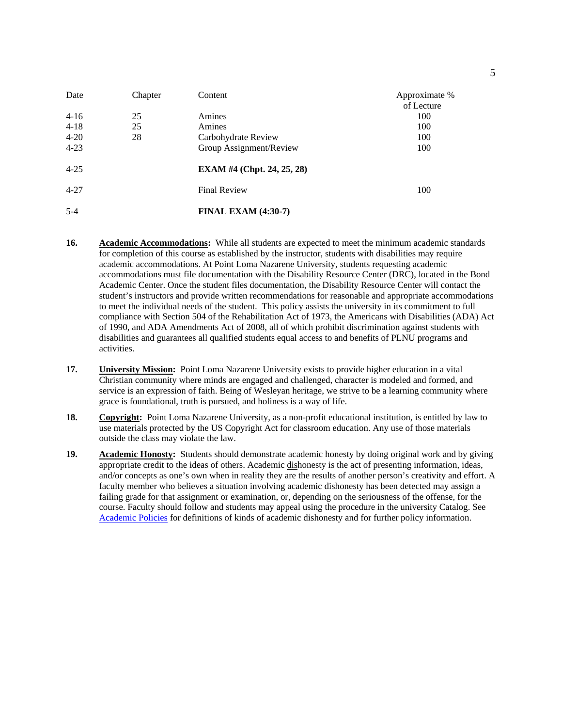| Date | Chapter | Content | Approximate % of Lecture |
|---|---|---|---|
| 4-16 | 25 | Amines | 100 |
| 4-18 | 25 | Amines | 100 |
| 4-20 | 28 | Carbohydrate Review | 100 |
| 4-23 | | Group Assignment/Review | 100 |
| 4-25 | | **EXAM #4 (Chpt. 24, 25, 28)** | |
| 4-27 | | Final Review | 100 |
| 5-4 | | **FINAL EXAM (4:30-7)** | |

**16.** **Academic Accommodations:** While all students are expected to meet the minimum academic standards for completion of this course as established by the instructor, students with disabilities may require academic accommodations. At Point Loma Nazarene University, students requesting academic accommodations must file documentation with the Disability Resource Center (DRC), located in the Bond Academic Center. Once the student files documentation, the Disability Resource Center will contact the student's instructors and provide written recommendations for reasonable and appropriate accommodations to meet the individual needs of the student. This policy assists the university in its commitment to full compliance with Section 504 of the Rehabilitation Act of 1973, the Americans with Disabilities (ADA) Act of 1990, and ADA Amendments Act of 2008, all of which prohibit discrimination against students with disabilities and guarantees all qualified students equal access to and benefits of PLNU programs and activities.

**17.** **University Mission:** Point Loma Nazarene University exists to provide higher education in a vital Christian community where minds are engaged and challenged, character is modeled and formed, and service is an expression of faith. Being of Wesleyan heritage, we strive to be a learning community where grace is foundational, truth is pursued, and holiness is a way of life.

**18.** **Copyright:** Point Loma Nazarene University, as a non-profit educational institution, is entitled by law to use materials protected by the US Copyright Act for classroom education. Any use of those materials outside the class may violate the law.

**19.** **Academic Honosty:** Students should demonstrate academic honesty by doing original work and by giving appropriate credit to the ideas of others. Academic dishonesty is the act of presenting information, ideas, and/or concepts as one's own when in reality they are the results of another person's creativity and effort. A faculty member who believes a situation involving academic dishonesty has been detected may assign a failing grade for that assignment or examination, or, depending on the seriousness of the offense, for the course. Faculty should follow and students may appeal using the procedure in the university Catalog. See Academic Policies for definitions of kinds of academic dishonesty and for further policy information.